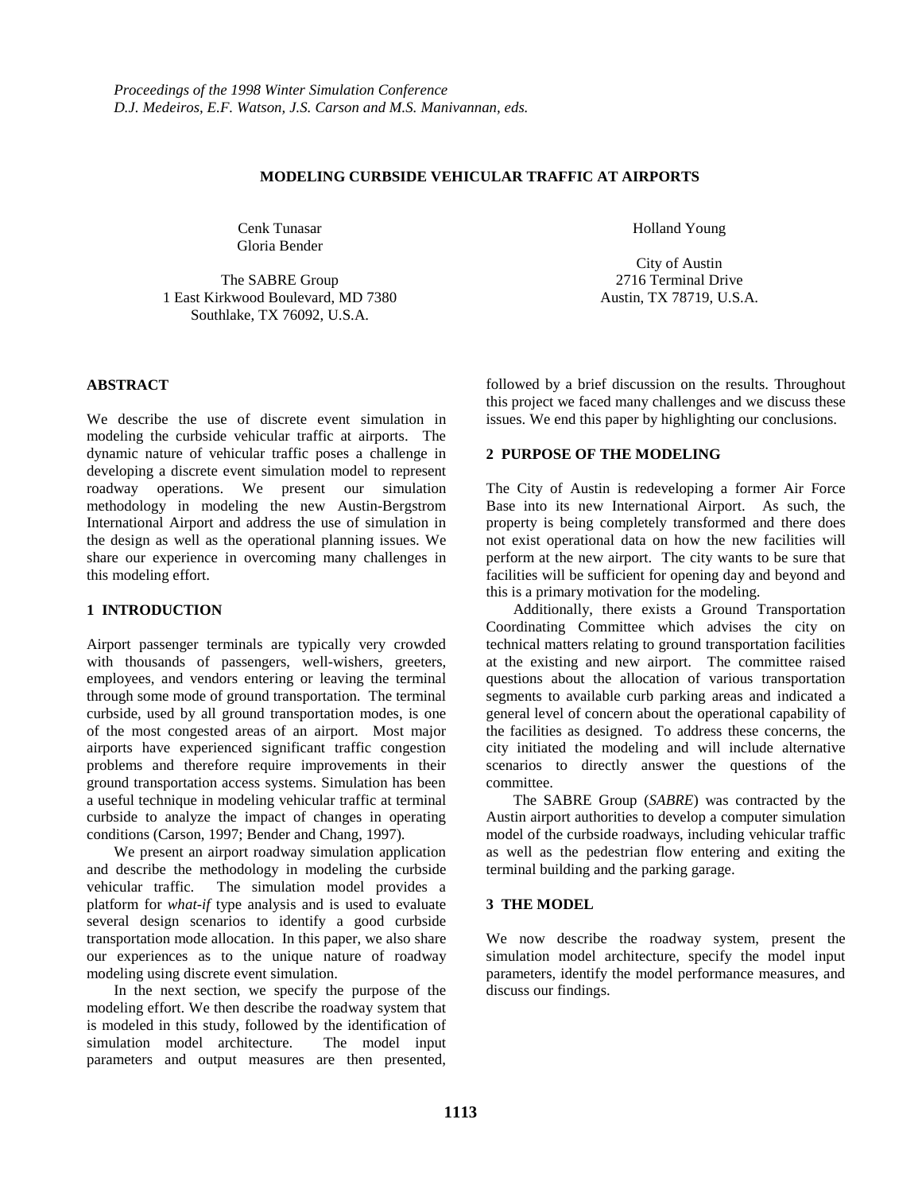*Proceedings of the 1998 Winter Simulation Conference*
*D.J. Medeiros, E.F. Watson, J.S. Carson and M.S. Manivannan, eds.*

# MODELING CURBSIDE VEHICULAR TRAFFIC AT AIRPORTS

Cenk Tunasar
Gloria Bender

The SABRE Group
1 East Kirkwood Boulevard, MD 7380
Southlake, TX 76092, U.S.A.

Holland Young

City of Austin
2716 Terminal Drive
Austin, TX 78719, U.S.A.

## ABSTRACT

We describe the use of discrete event simulation in modeling the curbside vehicular traffic at airports. The dynamic nature of vehicular traffic poses a challenge in developing a discrete event simulation model to represent roadway operations. We present our simulation methodology in modeling the new Austin-Bergstrom International Airport and address the use of simulation in the design as well as the operational planning issues. We share our experience in overcoming many challenges in this modeling effort.

## 1 INTRODUCTION

Airport passenger terminals are typically very crowded with thousands of passengers, well-wishers, greeters, employees, and vendors entering or leaving the terminal through some mode of ground transportation. The terminal curbside, used by all ground transportation modes, is one of the most congested areas of an airport. Most major airports have experienced significant traffic congestion problems and therefore require improvements in their ground transportation access systems. Simulation has been a useful technique in modeling vehicular traffic at terminal curbside to analyze the impact of changes in operating conditions (Carson, 1997; Bender and Chang, 1997).

We present an airport roadway simulation application and describe the methodology in modeling the curbside vehicular traffic. The simulation model provides a platform for *what-if* type analysis and is used to evaluate several design scenarios to identify a good curbside transportation mode allocation. In this paper, we also share our experiences as to the unique nature of roadway modeling using discrete event simulation.

In the next section, we specify the purpose of the modeling effort. We then describe the roadway system that is modeled in this study, followed by the identification of simulation model architecture. The model input parameters and output measures are then presented, followed by a brief discussion on the results. Throughout this project we faced many challenges and we discuss these issues. We end this paper by highlighting our conclusions.

## 2 PURPOSE OF THE MODELING

The City of Austin is redeveloping a former Air Force Base into its new International Airport. As such, the property is being completely transformed and there does not exist operational data on how the new facilities will perform at the new airport. The city wants to be sure that facilities will be sufficient for opening day and beyond and this is a primary motivation for the modeling.

Additionally, there exists a Ground Transportation Coordinating Committee which advises the city on technical matters relating to ground transportation facilities at the existing and new airport. The committee raised questions about the allocation of various transportation segments to available curb parking areas and indicated a general level of concern about the operational capability of the facilities as designed. To address these concerns, the city initiated the modeling and will include alternative scenarios to directly answer the questions of the committee.

The SABRE Group (*SABRE*) was contracted by the Austin airport authorities to develop a computer simulation model of the curbside roadways, including vehicular traffic as well as the pedestrian flow entering and exiting the terminal building and the parking garage.

## 3 THE MODEL

We now describe the roadway system, present the simulation model architecture, specify the model input parameters, identify the model performance measures, and discuss our findings.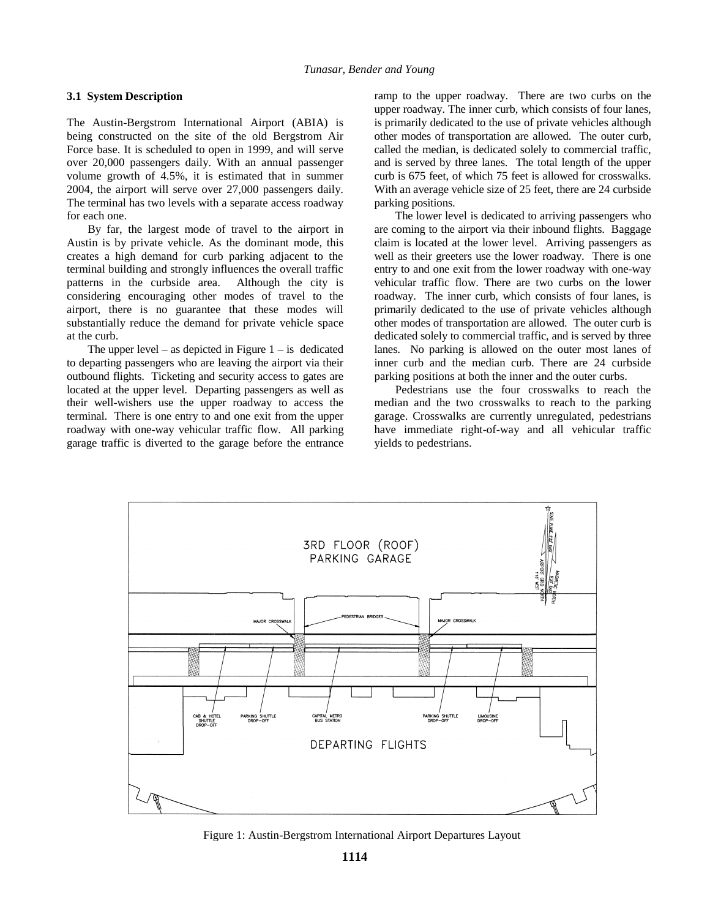### 3.1 System Description

The Austin-Bergstrom International Airport (ABIA) is being constructed on the site of the old Bergstrom Air Force base. It is scheduled to open in 1999, and will serve over 20,000 passengers daily. With an annual passenger volume growth of 4.5%, it is estimated that in summer 2004, the airport will serve over 27,000 passengers daily. The terminal has two levels with a separate access roadway for each one.

By far, the largest mode of travel to the airport in Austin is by private vehicle. As the dominant mode, this creates a high demand for curb parking adjacent to the terminal building and strongly influences the overall traffic patterns in the curbside area. Although the city is considering encouraging other modes of travel to the airport, there is no guarantee that these modes will substantially reduce the demand for private vehicle space at the curb.

The upper level – as depicted in Figure 1 – is dedicated to departing passengers who are leaving the airport via their outbound flights. Ticketing and security access to gates are located at the upper level. Departing passengers as well as their well-wishers use the upper roadway to access the terminal. There is one entry to and one exit from the upper roadway with one-way vehicular traffic flow. All parking garage traffic is diverted to the garage before the entrance ramp to the upper roadway. There are two curbs on the upper roadway. The inner curb, which consists of four lanes, is primarily dedicated to the use of private vehicles although other modes of transportation are allowed. The outer curb, called the median, is dedicated solely to commercial traffic, and is served by three lanes. The total length of the upper curb is 675 feet, of which 75 feet is allowed for crosswalks. With an average vehicle size of 25 feet, there are 24 curbside parking positions.

The lower level is dedicated to arriving passengers who are coming to the airport via their inbound flights. Baggage claim is located at the lower level. Arriving passengers as well as their greeters use the lower roadway. There is one entry to and one exit from the lower roadway with one-way vehicular traffic flow. There are two curbs on the lower roadway. The inner curb, which consists of four lanes, is primarily dedicated to the use of private vehicles although other modes of transportation are allowed. The outer curb is dedicated solely to commercial traffic, and is served by three lanes. No parking is allowed on the outer most lanes of inner curb and the median curb. There are 24 curbside parking positions at both the inner and the outer curbs.

Pedestrians use the four crosswalks to reach the median and the two crosswalks to reach to the parking garage. Crosswalks are currently unregulated, pedestrians have immediate right-of-way and all vehicular traffic yields to pedestrians.

3RD FLOOR (ROOF)
PARKING GARAGE

MAJOR CROSSWALK
PEDESTRIAN BRIDGES
MAJOR CROSSWALK

CAB & HOTEL SHUTTLE DROP-OFF
PARKING SHUTTLE DROP-OFF
CAPITAL METRO BUS STATION
PARKING SHUTTLE DROP-OFF
LIMOUSINE DROP-OFF

DEPARTING FLIGHTS

Figure 1: Austin-Bergstrom International Airport Departures Layout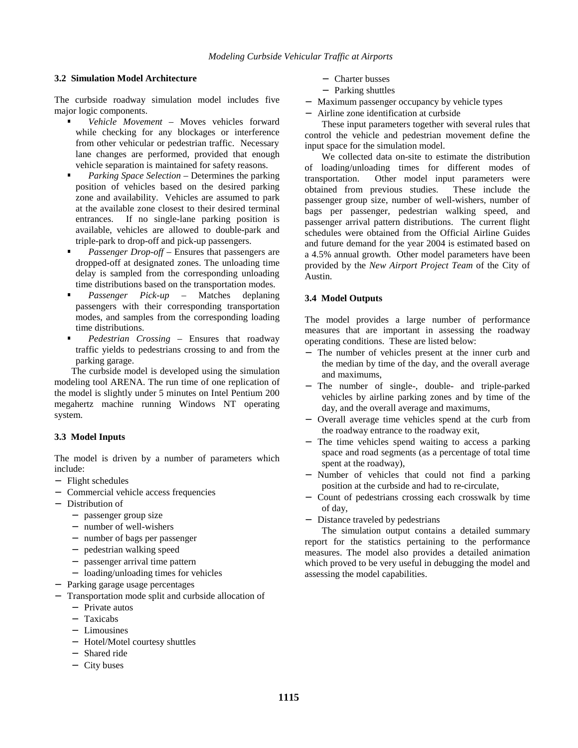### 3.2 Simulation Model Architecture

The curbside roadway simulation model includes five major logic components.

- *Vehicle Movement* – Moves vehicles forward while checking for any blockages or interference from other vehicular or pedestrian traffic. Necessary lane changes are performed, provided that enough vehicle separation is maintained for safety reasons.
- *Parking Space Selection* – Determines the parking position of vehicles based on the desired parking zone and availability. Vehicles are assumed to park at the available zone closest to their desired terminal entrances. If no single-lane parking position is available, vehicles are allowed to double-park and triple-park to drop-off and pick-up passengers.
- *Passenger Drop-off* – Ensures that passengers are dropped-off at designated zones. The unloading time delay is sampled from the corresponding unloading time distributions based on the transportation modes.
- *Passenger Pick-up* – Matches deplaning passengers with their corresponding transportation modes, and samples from the corresponding loading time distributions.
- *Pedestrian Crossing* – Ensures that roadway traffic yields to pedestrians crossing to and from the parking garage.

The curbside model is developed using the simulation modeling tool ARENA. The run time of one replication of the model is slightly under 5 minutes on Intel Pentium 200 megahertz machine running Windows NT operating system.

### 3.3 Model Inputs

The model is driven by a number of parameters which include:

- Flight schedules
- Commercial vehicle access frequencies
- Distribution of
  - passenger group size
  - number of well-wishers
  - number of bags per passenger
  - pedestrian walking speed
  - passenger arrival time pattern
  - loading/unloading times for vehicles
- Parking garage usage percentages
- Transportation mode split and curbside allocation of
  - Private autos
  - Taxicabs
  - Limousines
  - Hotel/Motel courtesy shuttles
  - Shared ride
  - City buses
  - Charter busses
  - Parking shuttles
- Maximum passenger occupancy by vehicle types
- Airline zone identification at curbside

These input parameters together with several rules that control the vehicle and pedestrian movement define the input space for the simulation model.

We collected data on-site to estimate the distribution of loading/unloading times for different modes of transportation. Other model input parameters were obtained from previous studies. These include the passenger group size, number of well-wishers, number of bags per passenger, pedestrian walking speed, and passenger arrival pattern distributions. The current flight schedules were obtained from the Official Airline Guides and future demand for the year 2004 is estimated based on a 4.5% annual growth. Other model parameters have been provided by the *New Airport Project Team* of the City of Austin.

### 3.4 Model Outputs

The model provides a large number of performance measures that are important in assessing the roadway operating conditions. These are listed below:

- The number of vehicles present at the inner curb and the median by time of the day, and the overall average and maximums,
- The number of single-, double- and triple-parked vehicles by airline parking zones and by time of the day, and the overall average and maximums,
- Overall average time vehicles spend at the curb from the roadway entrance to the roadway exit,
- The time vehicles spend waiting to access a parking space and road segments (as a percentage of total time spent at the roadway),
- Number of vehicles that could not find a parking position at the curbside and had to re-circulate,
- Count of pedestrians crossing each crosswalk by time of day,
- Distance traveled by pedestrians

The simulation output contains a detailed summary report for the statistics pertaining to the performance measures. The model also provides a detailed animation which proved to be very useful in debugging the model and assessing the model capabilities.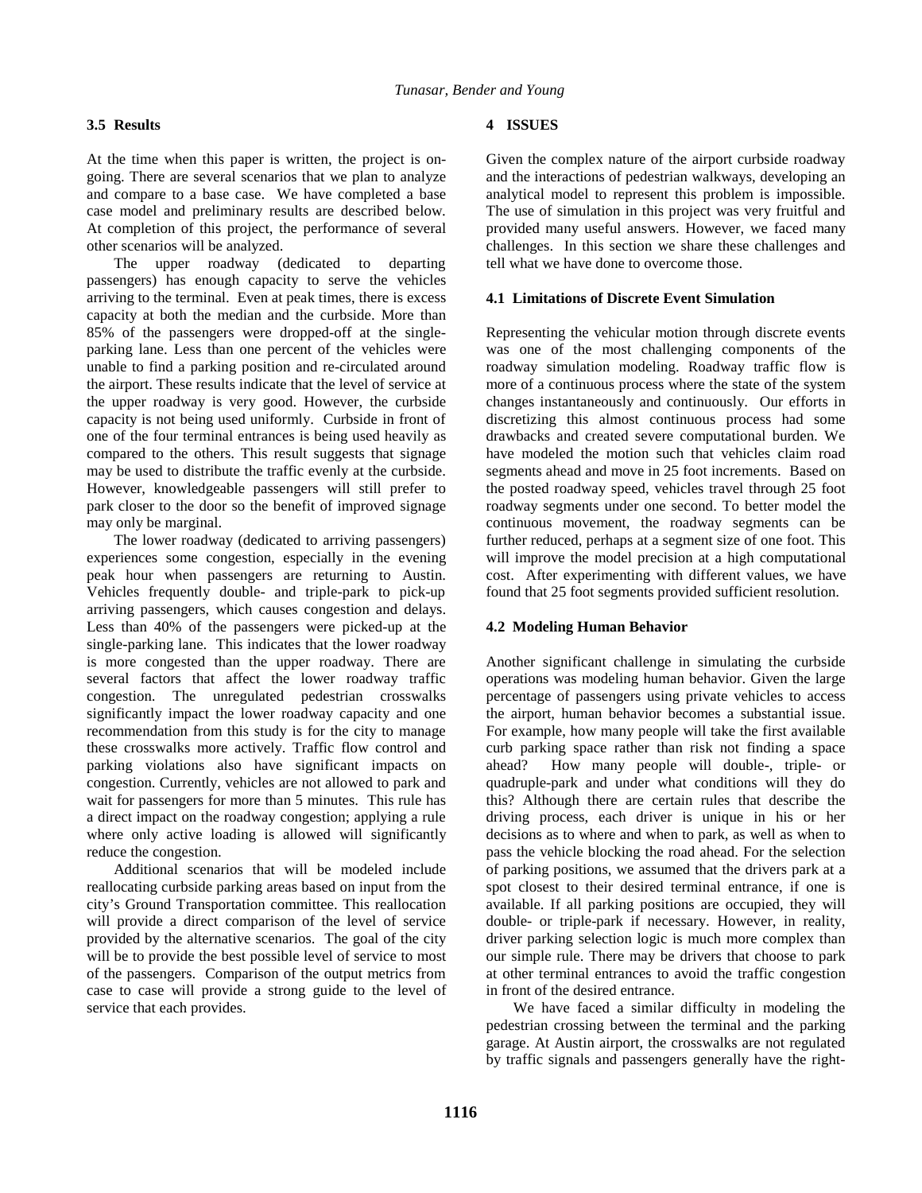### 3.5 Results

At the time when this paper is written, the project is on-going. There are several scenarios that we plan to analyze and compare to a base case. We have completed a base case model and preliminary results are described below. At completion of this project, the performance of several other scenarios will be analyzed.

The upper roadway (dedicated to departing passengers) has enough capacity to serve the vehicles arriving to the terminal. Even at peak times, there is excess capacity at both the median and the curbside. More than 85% of the passengers were dropped-off at the single-parking lane. Less than one percent of the vehicles were unable to find a parking position and re-circulated around the airport. These results indicate that the level of service at the upper roadway is very good. However, the curbside capacity is not being used uniformly. Curbside in front of one of the four terminal entrances is being used heavily as compared to the others. This result suggests that signage may be used to distribute the traffic evenly at the curbside. However, knowledgeable passengers will still prefer to park closer to the door so the benefit of improved signage may only be marginal.

The lower roadway (dedicated to arriving passengers) experiences some congestion, especially in the evening peak hour when passengers are returning to Austin. Vehicles frequently double- and triple-park to pick-up arriving passengers, which causes congestion and delays. Less than 40% of the passengers were picked-up at the single-parking lane. This indicates that the lower roadway is more congested than the upper roadway. There are several factors that affect the lower roadway traffic congestion. The unregulated pedestrian crosswalks significantly impact the lower roadway capacity and one recommendation from this study is for the city to manage these crosswalks more actively. Traffic flow control and parking violations also have significant impacts on congestion. Currently, vehicles are not allowed to park and wait for passengers for more than 5 minutes. This rule has a direct impact on the roadway congestion; applying a rule where only active loading is allowed will significantly reduce the congestion.

Additional scenarios that will be modeled include reallocating curbside parking areas based on input from the city's Ground Transportation committee. This reallocation will provide a direct comparison of the level of service provided by the alternative scenarios. The goal of the city will be to provide the best possible level of service to most of the passengers. Comparison of the output metrics from case to case will provide a strong guide to the level of service that each provides.

## 4 ISSUES

Given the complex nature of the airport curbside roadway and the interactions of pedestrian walkways, developing an analytical model to represent this problem is impossible. The use of simulation in this project was very fruitful and provided many useful answers. However, we faced many challenges. In this section we share these challenges and tell what we have done to overcome those.

### 4.1 Limitations of Discrete Event Simulation

Representing the vehicular motion through discrete events was one of the most challenging components of the roadway simulation modeling. Roadway traffic flow is more of a continuous process where the state of the system changes instantaneously and continuously. Our efforts in discretizing this almost continuous process had some drawbacks and created severe computational burden. We have modeled the motion such that vehicles claim road segments ahead and move in 25 foot increments. Based on the posted roadway speed, vehicles travel through 25 foot roadway segments under one second. To better model the continuous movement, the roadway segments can be further reduced, perhaps at a segment size of one foot. This will improve the model precision at a high computational cost. After experimenting with different values, we have found that 25 foot segments provided sufficient resolution.

### 4.2 Modeling Human Behavior

Another significant challenge in simulating the curbside operations was modeling human behavior. Given the large percentage of passengers using private vehicles to access the airport, human behavior becomes a substantial issue. For example, how many people will take the first available curb parking space rather than risk not finding a space ahead? How many people will double-, triple- or quadruple-park and under what conditions will they do this? Although there are certain rules that describe the driving process, each driver is unique in his or her decisions as to where and when to park, as well as when to pass the vehicle blocking the road ahead. For the selection of parking positions, we assumed that the drivers park at a spot closest to their desired terminal entrance, if one is available. If all parking positions are occupied, they will double- or triple-park if necessary. However, in reality, driver parking selection logic is much more complex than our simple rule. There may be drivers that choose to park at other terminal entrances to avoid the traffic congestion in front of the desired entrance.

We have faced a similar difficulty in modeling the pedestrian crossing between the terminal and the parking garage. At Austin airport, the crosswalks are not regulated by traffic signals and passengers generally have the right-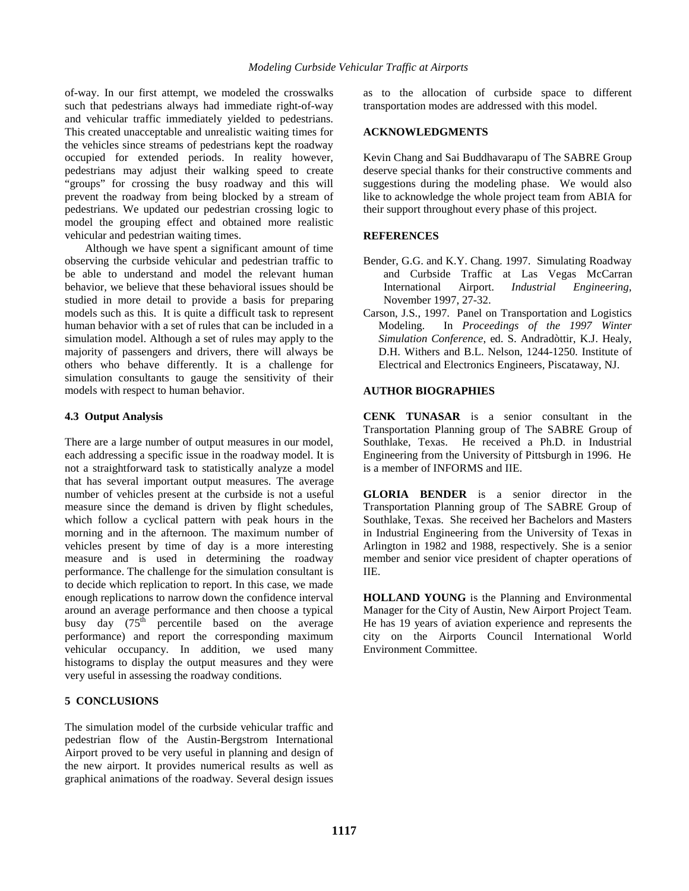of-way. In our first attempt, we modeled the crosswalks such that pedestrians always had immediate right-of-way and vehicular traffic immediately yielded to pedestrians. This created unacceptable and unrealistic waiting times for the vehicles since streams of pedestrians kept the roadway occupied for extended periods. In reality however, pedestrians may adjust their walking speed to create "groups" for crossing the busy roadway and this will prevent the roadway from being blocked by a stream of pedestrians. We updated our pedestrian crossing logic to model the grouping effect and obtained more realistic vehicular and pedestrian waiting times.

Although we have spent a significant amount of time observing the curbside vehicular and pedestrian traffic to be able to understand and model the relevant human behavior, we believe that these behavioral issues should be studied in more detail to provide a basis for preparing models such as this. It is quite a difficult task to represent human behavior with a set of rules that can be included in a simulation model. Although a set of rules may apply to the majority of passengers and drivers, there will always be others who behave differently. It is a challenge for simulation consultants to gauge the sensitivity of their models with respect to human behavior.

### 4.3 Output Analysis

There are a large number of output measures in our model, each addressing a specific issue in the roadway model. It is not a straightforward task to statistically analyze a model that has several important output measures. The average number of vehicles present at the curbside is not a useful measure since the demand is driven by flight schedules, which follow a cyclical pattern with peak hours in the morning and in the afternoon. The maximum number of vehicles present by time of day is a more interesting measure and is used in determining the roadway performance. The challenge for the simulation consultant is to decide which replication to report. In this case, we made enough replications to narrow down the confidence interval around an average performance and then choose a typical busy day ($75^{th}$ percentile based on the average performance) and report the corresponding maximum vehicular occupancy. In addition, we used many histograms to display the output measures and they were very useful in assessing the roadway conditions.

## 5 CONCLUSIONS

The simulation model of the curbside vehicular traffic and pedestrian flow of the Austin-Bergstrom International Airport proved to be very useful in planning and design of the new airport. It provides numerical results as well as graphical animations of the roadway. Several design issues as to the allocation of curbside space to different transportation modes are addressed with this model.

## ACKNOWLEDGMENTS

Kevin Chang and Sai Buddhavarapu of The SABRE Group deserve special thanks for their constructive comments and suggestions during the modeling phase. We would also like to acknowledge the whole project team from ABIA for their support throughout every phase of this project.

## REFERENCES

Bender, G.G. and K.Y. Chang. 1997. Simulating Roadway and Curbside Traffic at Las Vegas McCarran International Airport. *Industrial Engineering*, November 1997, 27-32.

Carson, J.S., 1997. Panel on Transportation and Logistics Modeling. In *Proceedings of the 1997 Winter Simulation Conference*, ed. S. Andradòttir, K.J. Healy, D.H. Withers and B.L. Nelson, 1244-1250. Institute of Electrical and Electronics Engineers, Piscataway, NJ.

## AUTHOR BIOGRAPHIES

**CENK TUNASAR** is a senior consultant in the Transportation Planning group of The SABRE Group of Southlake, Texas. He received a Ph.D. in Industrial Engineering from the University of Pittsburgh in 1996. He is a member of INFORMS and IIE.

**GLORIA BENDER** is a senior director in the Transportation Planning group of The SABRE Group of Southlake, Texas. She received her Bachelors and Masters in Industrial Engineering from the University of Texas in Arlington in 1982 and 1988, respectively. She is a senior member and senior vice president of chapter operations of IIE.

**HOLLAND YOUNG** is the Planning and Environmental Manager for the City of Austin, New Airport Project Team. He has 19 years of aviation experience and represents the city on the Airports Council International World Environment Committee.